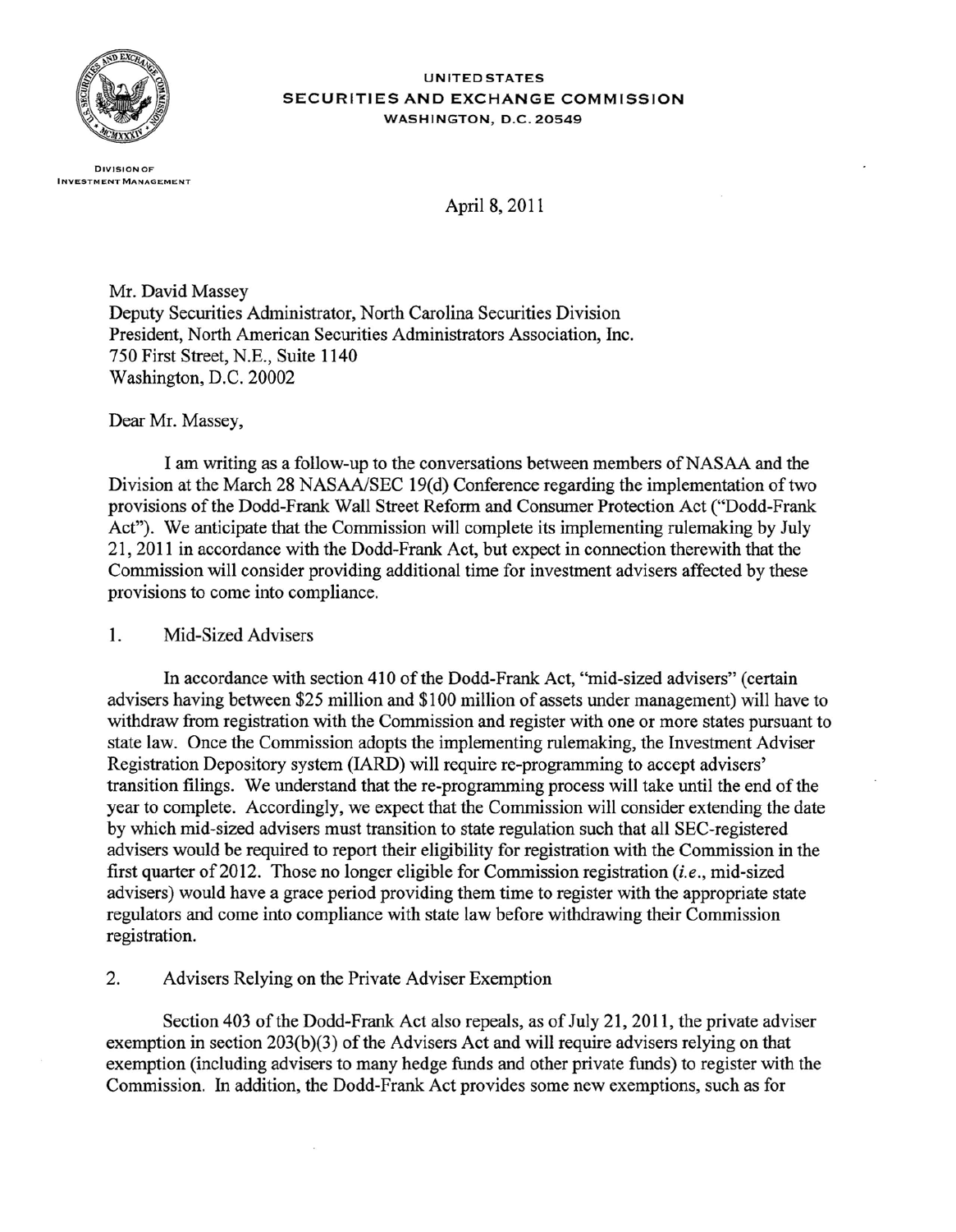UNITED STATES
**SECURITIES AND EXCHANGE COMMISSION**
WASHINGTON, D.C. 20549

DIVISION OF
INVESTMENT MANAGEMENT

April 8, 2011

Mr. David Massey
Deputy Securities Administrator, North Carolina Securities Division
President, North American Securities Administrators Association, Inc.
750 First Street, N.E., Suite 1140
Washington, D.C. 20002

Dear Mr. Massey,

I am writing as a follow-up to the conversations between members of NASAA and the Division at the March 28 NASAA/SEC 19(d) Conference regarding the implementation of two provisions of the Dodd-Frank Wall Street Reform and Consumer Protection Act ("Dodd-Frank Act"). We anticipate that the Commission will complete its implementing rulemaking by July 21, 2011 in accordance with the Dodd-Frank Act, but expect in connection therewith that the Commission will consider providing additional time for investment advisers affected by these provisions to come into compliance.

1. Mid-Sized Advisers

In accordance with section 410 of the Dodd-Frank Act, "mid-sized advisers" (certain advisers having between $25 million and $100 million of assets under management) will have to withdraw from registration with the Commission and register with one or more states pursuant to state law. Once the Commission adopts the implementing rulemaking, the Investment Adviser Registration Depository system (IARD) will require re-programming to accept advisers' transition filings. We understand that the re-programming process will take until the end of the year to complete. Accordingly, we expect that the Commission will consider extending the date by which mid-sized advisers must transition to state regulation such that all SEC-registered advisers would be required to report their eligibility for registration with the Commission in the first quarter of 2012. Those no longer eligible for Commission registration (*i.e.*, mid-sized advisers) would have a grace period providing them time to register with the appropriate state regulators and come into compliance with state law before withdrawing their Commission registration.

2. Advisers Relying on the Private Adviser Exemption

Section 403 of the Dodd-Frank Act also repeals, as of July 21, 2011, the private adviser exemption in section 203(b)(3) of the Advisers Act and will require advisers relying on that exemption (including advisers to many hedge funds and other private funds) to register with the Commission. In addition, the Dodd-Frank Act provides some new exemptions, such as for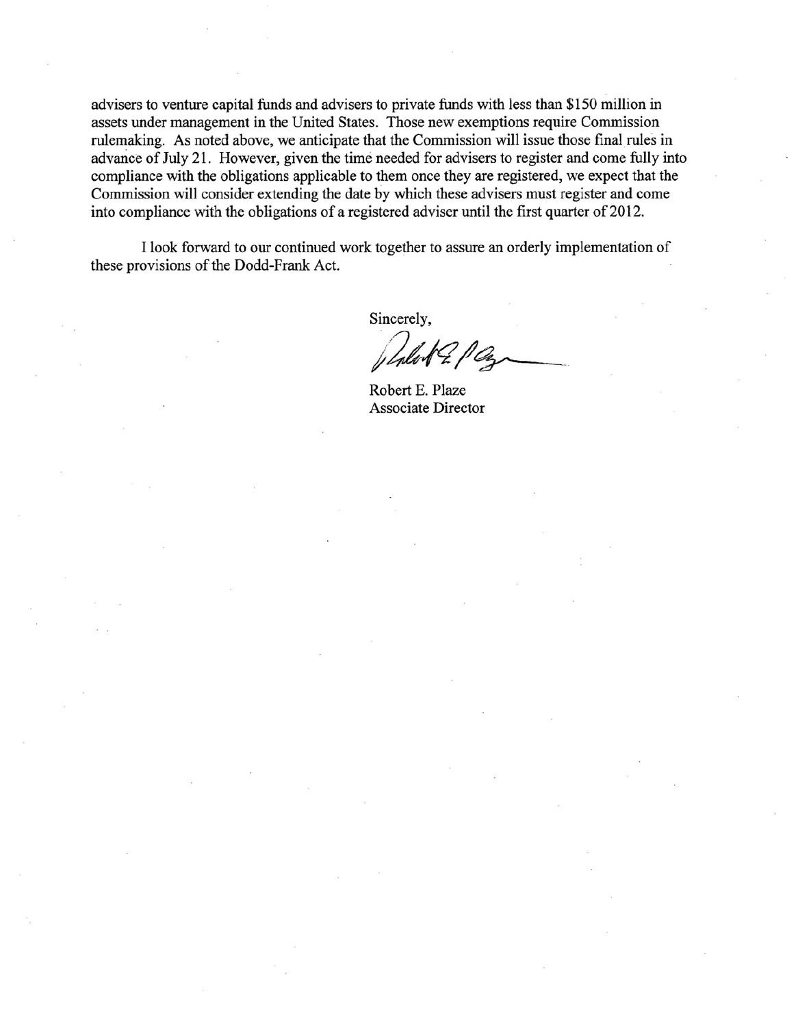advisers to venture capital funds and advisers to private funds with less than $150 million in assets under management in the United States. Those new exemptions require Commission rulemaking. As noted above, we anticipate that the Commission will issue those final rules in advance of July 21. However, given the time needed for advisers to register and come fully into compliance with the obligations applicable to them once they are registered, we expect that the Commission will consider extending the date by which these advisers must register and come into compliance with the obligations of a registered adviser until the first quarter of 2012.

I look forward to our continued work together to assure an orderly implementation of these provisions of the Dodd-Frank Act.

Sincerely,

Robert E. Plaze
Associate Director